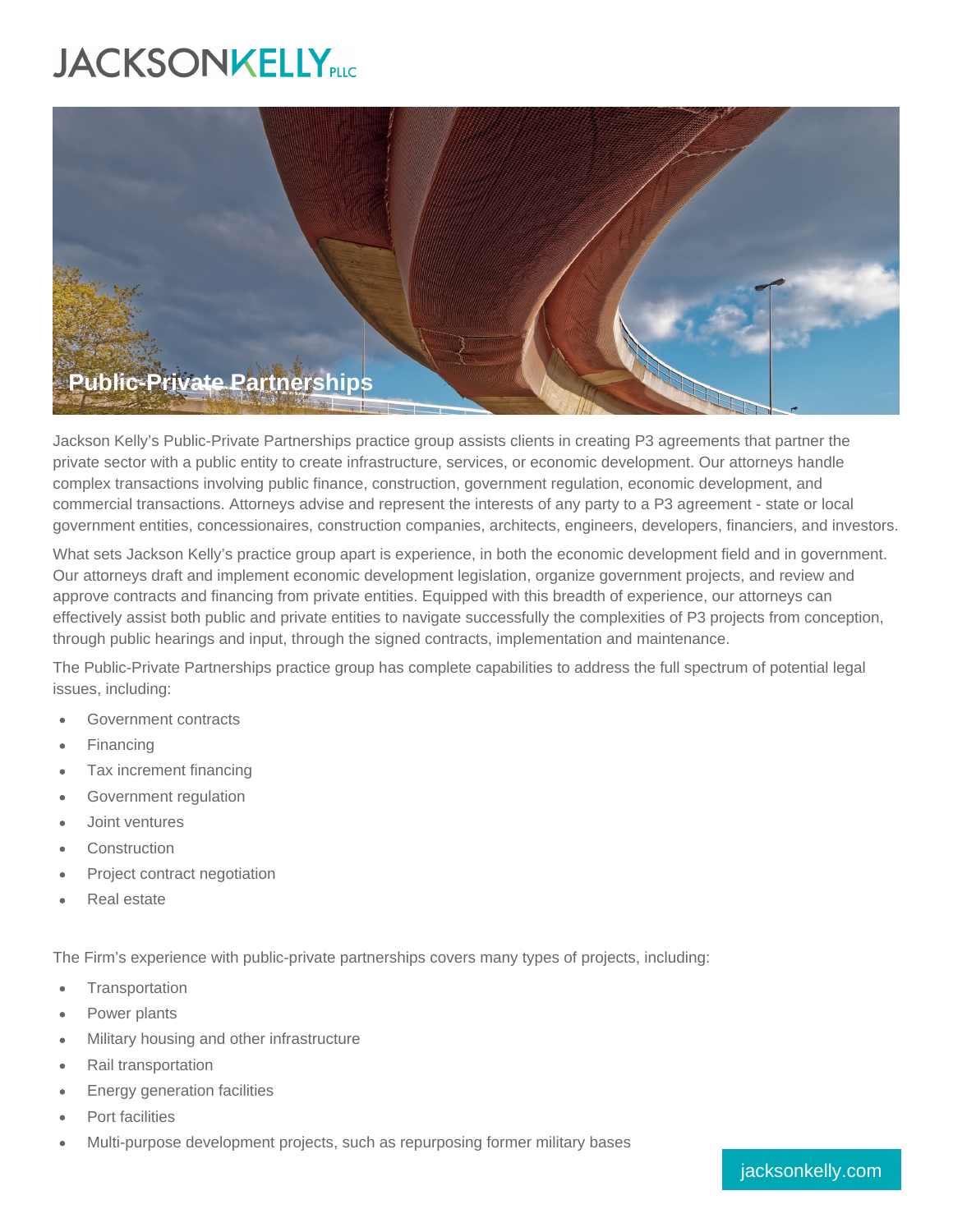# Public-Private Partnerships

Jackson Kelly's Public-Private Partnerships practice group assists clients in creating P3 agreements that partner the private sector with a public entity to create infrastructure, services, or economic development. Our attorneys handle complex transactions involving public finance, construction, government regulation, economic development, and commercial transactions. Attorneys advise and represent the interests of any party to a P3 agreement - state or local government entities, concessionaires, construction companies, architects, engineers, developers, financiers, and investors.

What sets Jackson Kelly's practice group apart is experience, in both the economic development field and in government. Our attorneys draft and implement economic development legislation, organize government projects, and review and approve contracts and financing from private entities. Equipped with this breadth of experience, our attorneys can effectively assist both public and private entities to navigate successfully the complexities of P3 projects from conception, through public hearings and input, through the signed contracts, implementation and maintenance.

The Public-Private Partnerships practice group has complete capabilities to address the full spectrum of potential legal issues, including:

- Government contracts
- Financing
- Tax increment financing
- Government regulation
- Joint ventures
- Construction
- Project contract negotiation
- Real estate

The Firm's experience with public-private partnerships covers many types of projects, including:

- Transportation
- Power plants
- Military housing and other infrastructure
- Rail transportation
- Energy generation facilities
- Port facilities
- Multi-purpose development projects, such as repurposing former military bases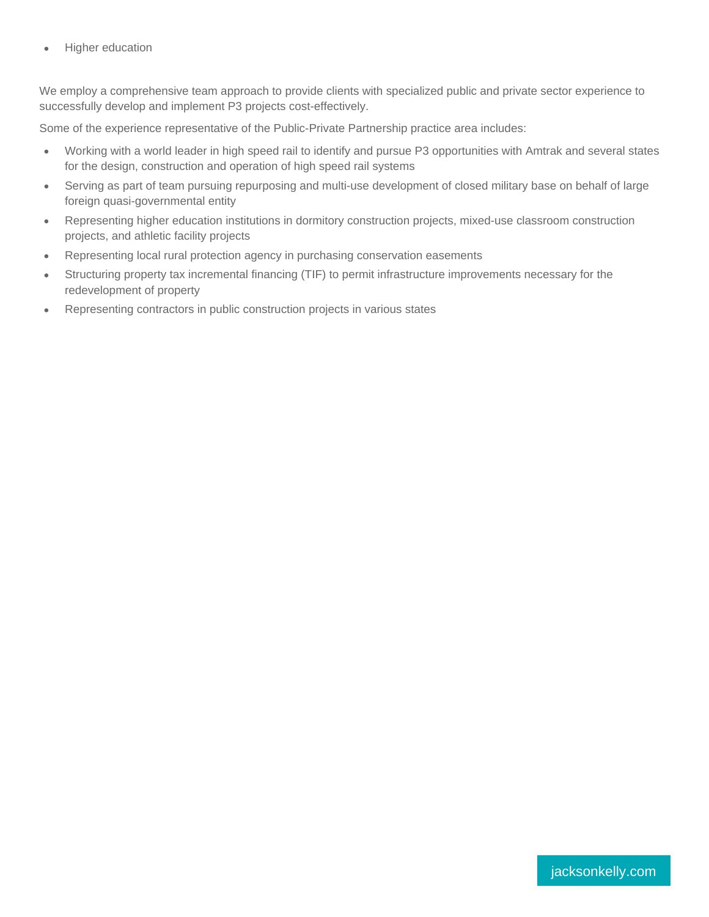- Higher education

We employ a comprehensive team approach to provide clients with specialized public and private sector experience to successfully develop and implement P3 projects cost-effectively.

Some of the experience representative of the Public-Private Partnership practice area includes:

- Working with a world leader in high speed rail to identify and pursue P3 opportunities with Amtrak and several states for the design, construction and operation of high speed rail systems
- Serving as part of team pursuing repurposing and multi-use development of closed military base on behalf of large foreign quasi-governmental entity
- Representing higher education institutions in dormitory construction projects, mixed-use classroom construction projects, and athletic facility projects
- Representing local rural protection agency in purchasing conservation easements
- Structuring property tax incremental financing (TIF) to permit infrastructure improvements necessary for the redevelopment of property
- Representing contractors in public construction projects in various states